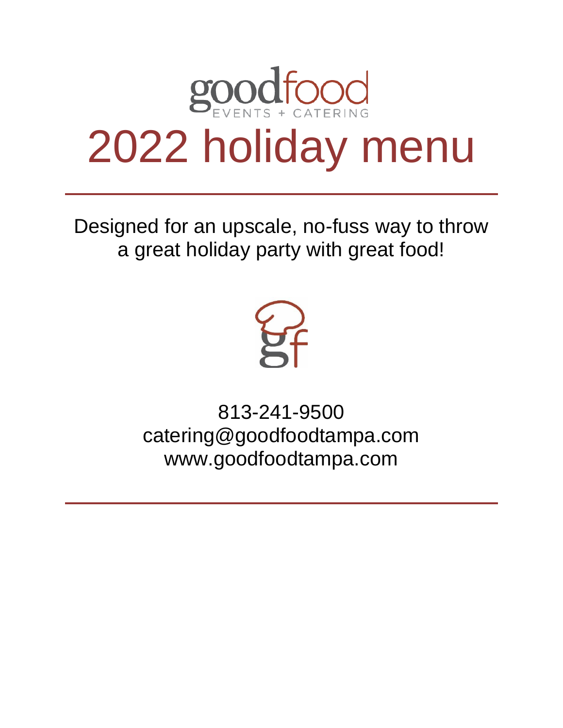goodfood
EVENTS + CATERING

# 2022 holiday menu

---

Designed for an upscale, no-fuss way to throw a great holiday party with great food!

813-241-9500
catering@goodfoodtampa.com
www.goodfoodtampa.com

---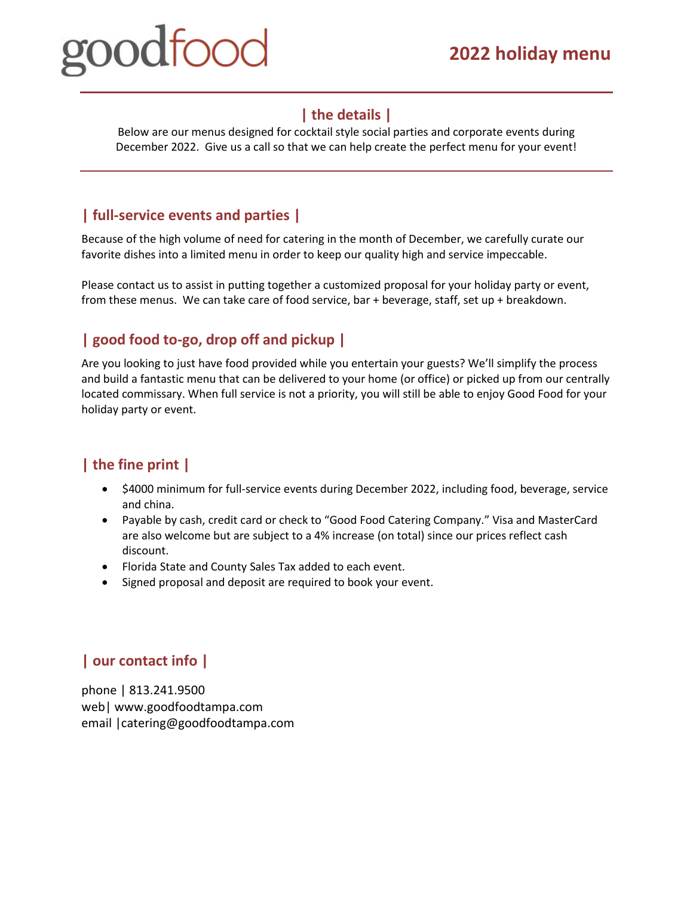# goodfood

## 2022 holiday menu

### | the details |

Below are our menus designed for cocktail style social parties and corporate events during December 2022. Give us a call so that we can help create the perfect menu for your event!

### | full-service events and parties |

Because of the high volume of need for catering in the month of December, we carefully curate our favorite dishes into a limited menu in order to keep our quality high and service impeccable.

Please contact us to assist in putting together a customized proposal for your holiday party or event, from these menus. We can take care of food service, bar + beverage, staff, set up + breakdown.

### | good food to-go, drop off and pickup |

Are you looking to just have food provided while you entertain your guests? We'll simplify the process and build a fantastic menu that can be delivered to your home (or office) or picked up from our centrally located commissary. When full service is not a priority, you will still be able to enjoy Good Food for your holiday party or event.

### | the fine print |

- $4000 minimum for full-service events during December 2022, including food, beverage, service and china.
- Payable by cash, credit card or check to "Good Food Catering Company." Visa and MasterCard are also welcome but are subject to a 4% increase (on total) since our prices reflect cash discount.
- Florida State and County Sales Tax added to each event.
- Signed proposal and deposit are required to book your event.

### | our contact info |

phone | 813.241.9500
web| www.goodfoodtampa.com
email |catering@goodfoodtampa.com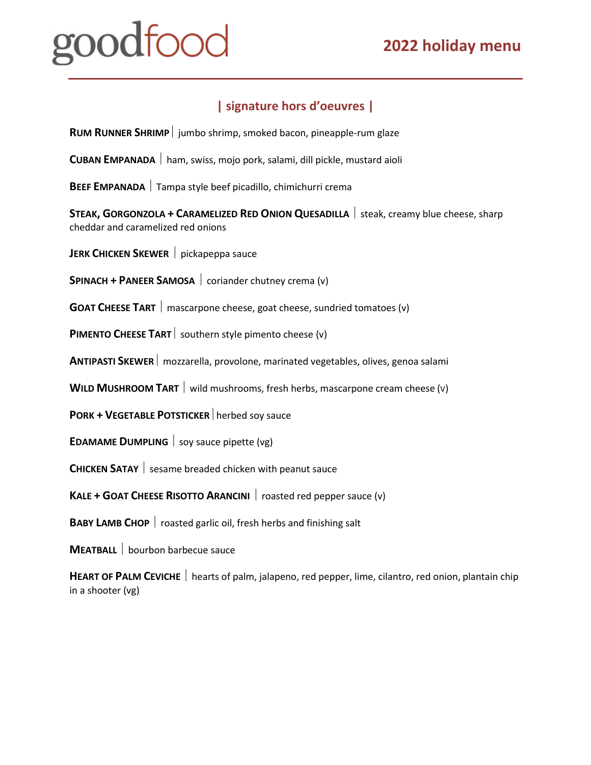# goodfood

## 2022 holiday menu

### | signature hors d'oeuvres |

**RUM RUNNER SHRIMP** | jumbo shrimp, smoked bacon, pineapple-rum glaze

**CUBAN EMPANADA** | ham, swiss, mojo pork, salami, dill pickle, mustard aioli

**BEEF EMPANADA** | Tampa style beef picadillo, chimichurri crema

**STEAK, GORGONZOLA + CARAMELIZED RED ONION QUESADILLA** | steak, creamy blue cheese, sharp cheddar and caramelized red onions

**JERK CHICKEN SKEWER** | pickapeppa sauce

**SPINACH + PANEER SAMOSA** | coriander chutney crema (v)

**GOAT CHEESE TART** | mascarpone cheese, goat cheese, sundried tomatoes (v)

**PIMENTO CHEESE TART** | southern style pimento cheese (v)

**ANTIPASTI SKEWER** | mozzarella, provolone, marinated vegetables, olives, genoa salami

**WILD MUSHROOM TART** | wild mushrooms, fresh herbs, mascarpone cream cheese (v)

**PORK + VEGETABLE POTSTICKER** | herbed soy sauce

**EDAMAME DUMPLING** | soy sauce pipette (vg)

**CHICKEN SATAY** | sesame breaded chicken with peanut sauce

**KALE + GOAT CHEESE RISOTTO ARANCINI** | roasted red pepper sauce (v)

**BABY LAMB CHOP** | roasted garlic oil, fresh herbs and finishing salt

**MEATBALL** | bourbon barbecue sauce

**HEART OF PALM CEVICHE** | hearts of palm, jalapeno, red pepper, lime, cilantro, red onion, plantain chip in a shooter (vg)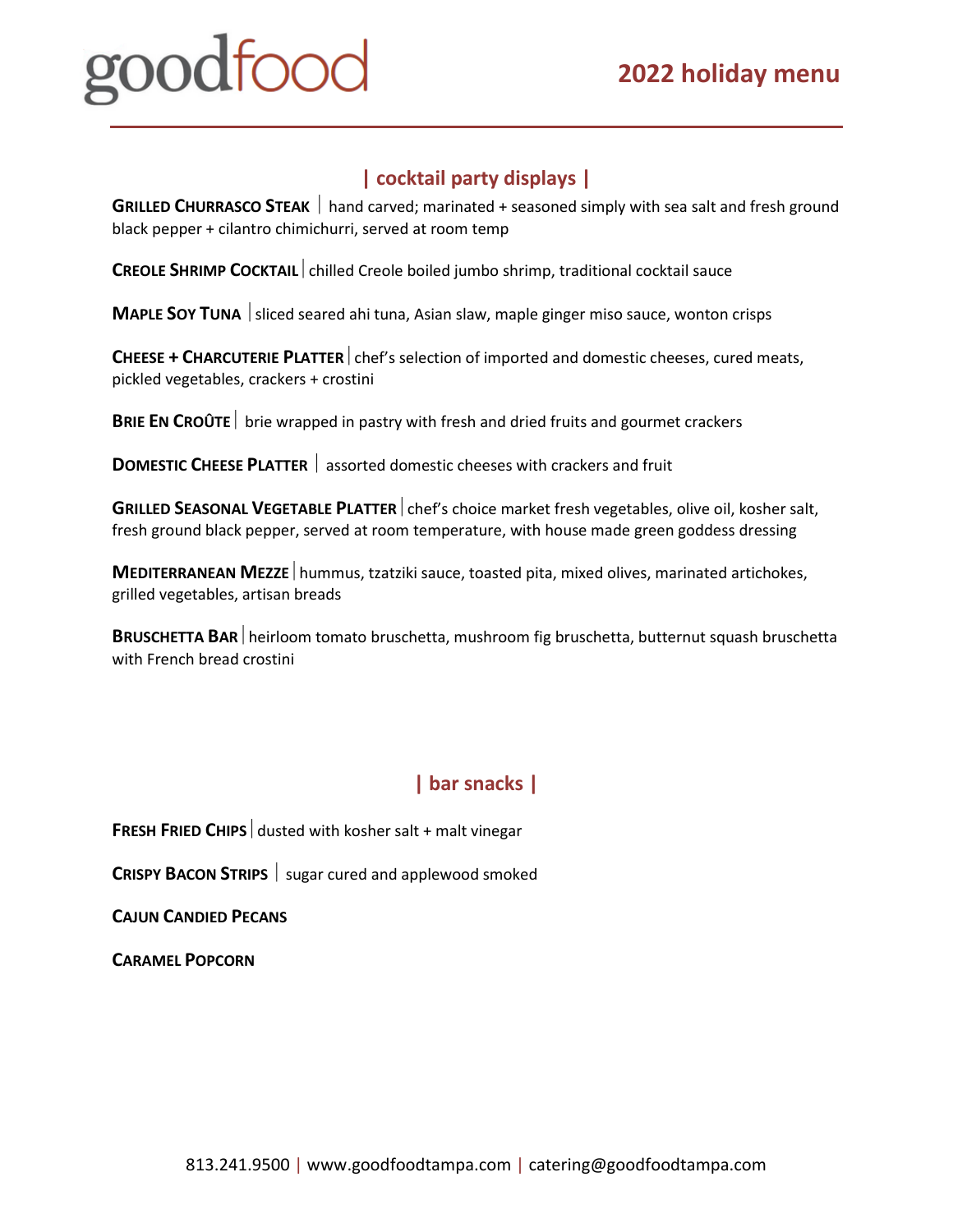goodfood

# 2022 holiday menu

## | cocktail party displays |

**Grilled Churrasco Steak** | hand carved; marinated + seasoned simply with sea salt and fresh ground black pepper + cilantro chimichurri, served at room temp

**Creole Shrimp Cocktail** | chilled Creole boiled jumbo shrimp, traditional cocktail sauce

**Maple Soy Tuna** | sliced seared ahi tuna, Asian slaw, maple ginger miso sauce, wonton crisps

**Cheese + Charcuterie Platter** | chef's selection of imported and domestic cheeses, cured meats, pickled vegetables, crackers + crostini

**Brie En Croûte** | brie wrapped in pastry with fresh and dried fruits and gourmet crackers

**Domestic Cheese Platter** | assorted domestic cheeses with crackers and fruit

**Grilled Seasonal Vegetable Platter** | chef's choice market fresh vegetables, olive oil, kosher salt, fresh ground black pepper, served at room temperature, with house made green goddess dressing

**Mediterranean Mezze** | hummus, tzatziki sauce, toasted pita, mixed olives, marinated artichokes, grilled vegetables, artisan breads

**Bruschetta Bar** | heirloom tomato bruschetta, mushroom fig bruschetta, butternut squash bruschetta with French bread crostini

## | bar snacks |

**Fresh Fried Chips** | dusted with kosher salt + malt vinegar

**Crispy Bacon Strips** | sugar cured and applewood smoked

**Cajun Candied Pecans**

**Caramel Popcorn**

813.241.9500 | www.goodfoodtampa.com | catering@goodfoodtampa.com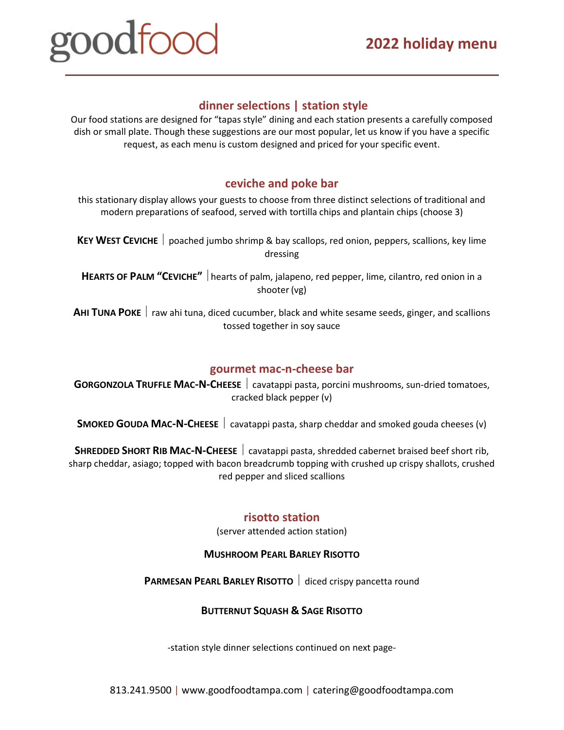goodfood

# 2022 holiday menu

## dinner selections | station style

Our food stations are designed for "tapas style" dining and each station presents a carefully composed dish or small plate. Though these suggestions are our most popular, let us know if you have a specific request, as each menu is custom designed and priced for your specific event.

## ceviche and poke bar

this stationary display allows your guests to choose from three distinct selections of traditional and modern preparations of seafood, served with tortilla chips and plantain chips (choose 3)

**KEY WEST CEVICHE** | poached jumbo shrimp & bay scallops, red onion, peppers, scallions, key lime dressing

**HEARTS OF PALM "CEVICHE"** | hearts of palm, jalapeno, red pepper, lime, cilantro, red onion in a shooter (vg)

**AHI TUNA POKE** | raw ahi tuna, diced cucumber, black and white sesame seeds, ginger, and scallions tossed together in soy sauce

## gourmet mac-n-cheese bar

**GORGONZOLA TRUFFLE MAC-N-CHEESE** | cavatappi pasta, porcini mushrooms, sun-dried tomatoes, cracked black pepper (v)

**SMOKED GOUDA MAC-N-CHEESE** | cavatappi pasta, sharp cheddar and smoked gouda cheeses (v)

**SHREDDED SHORT RIB MAC-N-CHEESE** | cavatappi pasta, shredded cabernet braised beef short rib, sharp cheddar, asiago; topped with bacon breadcrumb topping with crushed up crispy shallots, crushed red pepper and sliced scallions

## risotto station

(server attended action station)

**MUSHROOM PEARL BARLEY RISOTTO**

**PARMESAN PEARL BARLEY RISOTTO** | diced crispy pancetta round

**BUTTERNUT SQUASH & SAGE RISOTTO**

-station style dinner selections continued on next page-

813.241.9500 | www.goodfoodtampa.com | catering@goodfoodtampa.com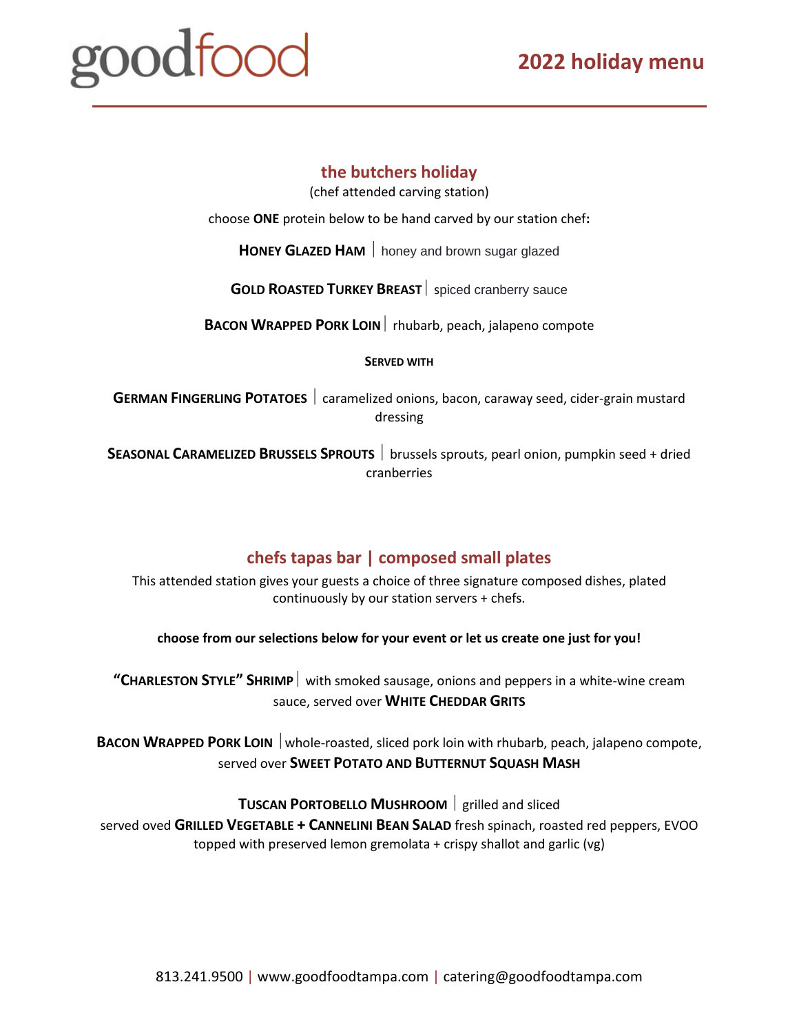goodfood

# 2022 holiday menu

## the butchers holiday

(chef attended carving station)

choose **ONE** protein below to be hand carved by our station chef**:**

**HONEY GLAZED HAM** | honey and brown sugar glazed

**GOLD ROASTED TURKEY BREAST** | spiced cranberry sauce

**BACON WRAPPED PORK LOIN** | rhubarb, peach, jalapeno compote

**SERVED WITH**

**GERMAN FINGERLING POTATOES** | caramelized onions, bacon, caraway seed, cider-grain mustard dressing

**SEASONAL CARAMELIZED BRUSSELS SPROUTS** | brussels sprouts, pearl onion, pumpkin seed + dried cranberries

## chefs tapas bar | composed small plates

This attended station gives your guests a choice of three signature composed dishes, plated continuously by our station servers + chefs.

**choose from our selections below for your event or let us create one just for you!**

**"CHARLESTON STYLE" SHRIMP** | with smoked sausage, onions and peppers in a white-wine cream sauce, served over **WHITE CHEDDAR GRITS**

**BACON WRAPPED PORK LOIN** | whole-roasted, sliced pork loin with rhubarb, peach, jalapeno compote, served over **SWEET POTATO AND BUTTERNUT SQUASH MASH**

**TUSCAN PORTOBELLO MUSHROOM** | grilled and sliced
served oved **GRILLED VEGETABLE + CANNELINI BEAN SALAD** fresh spinach, roasted red peppers, EVOO topped with preserved lemon gremolata + crispy shallot and garlic (vg)

813.241.9500 | www.goodfoodtampa.com | catering@goodfoodtampa.com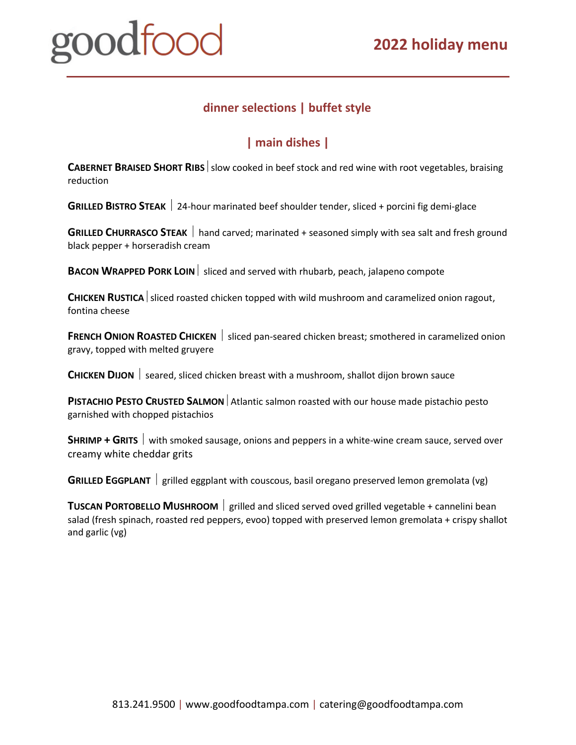# goodfood

## 2022 holiday menu

### dinner selections | buffet style

### | main dishes |

**CABERNET BRAISED SHORT RIBS** | slow cooked in beef stock and red wine with root vegetables, braising reduction

**GRILLED BISTRO STEAK** | 24-hour marinated beef shoulder tender, sliced + porcini fig demi-glace

**GRILLED CHURRASCO STEAK** | hand carved; marinated + seasoned simply with sea salt and fresh ground black pepper + horseradish cream

**BACON WRAPPED PORK LOIN** | sliced and served with rhubarb, peach, jalapeno compote

**CHICKEN RUSTICA** | sliced roasted chicken topped with wild mushroom and caramelized onion ragout, fontina cheese

**FRENCH ONION ROASTED CHICKEN** | sliced pan-seared chicken breast; smothered in caramelized onion gravy, topped with melted gruyere

**CHICKEN DIJON** | seared, sliced chicken breast with a mushroom, shallot dijon brown sauce

**PISTACHIO PESTO CRUSTED SALMON** | Atlantic salmon roasted with our house made pistachio pesto garnished with chopped pistachios

**SHRIMP + GRITS** | with smoked sausage, onions and peppers in a white-wine cream sauce, served over creamy white cheddar grits

**GRILLED EGGPLANT** | grilled eggplant with couscous, basil oregano preserved lemon gremolata (vg)

**TUSCAN PORTOBELLO MUSHROOM** | grilled and sliced served oved grilled vegetable + cannelini bean salad (fresh spinach, roasted red peppers, evoo) topped with preserved lemon gremolata + crispy shallot and garlic (vg)

813.241.9500 | www.goodfoodtampa.com | catering@goodfoodtampa.com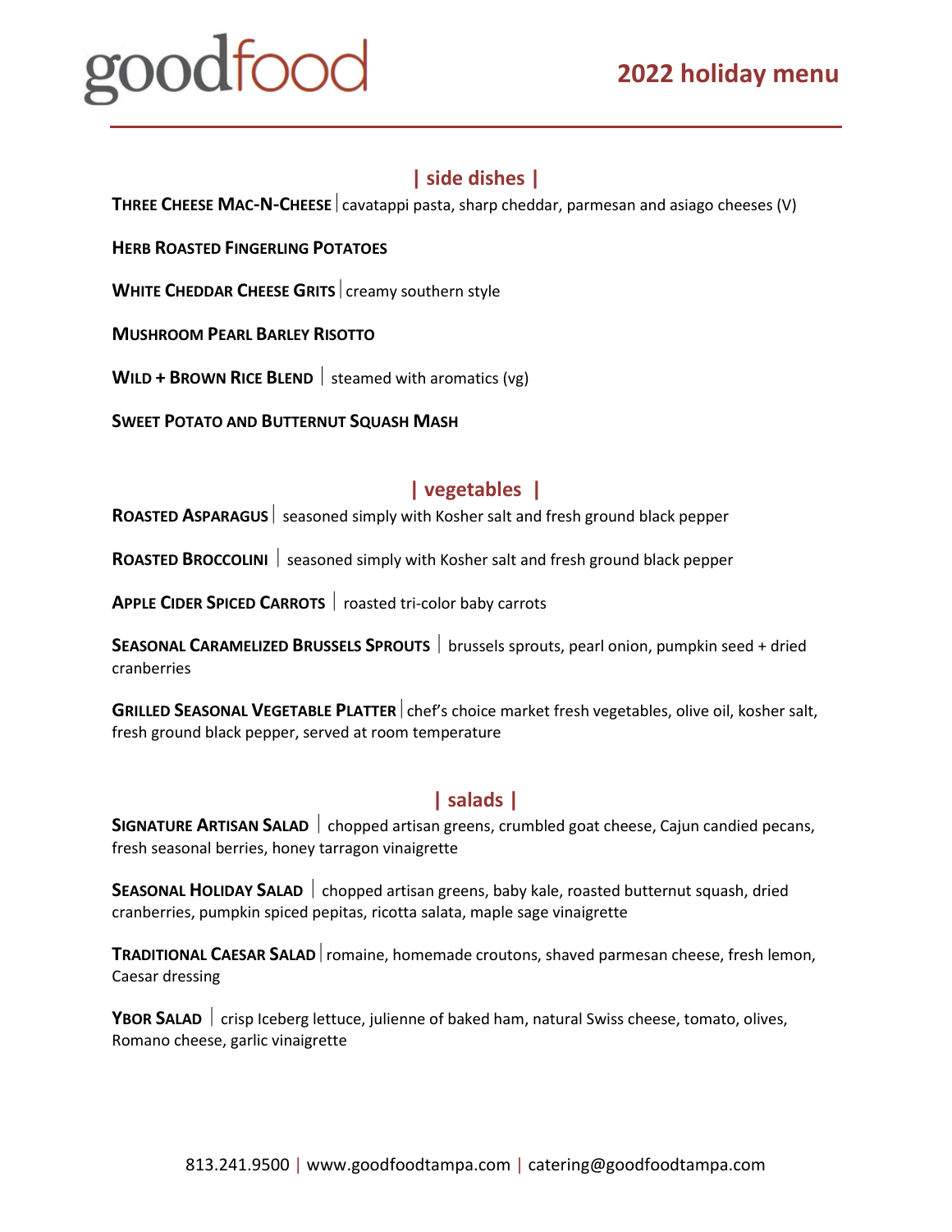# goodfood

## 2022 holiday menu

### | side dishes |

**THREE CHEESE MAC-N-CHEESE** | cavatappi pasta, sharp cheddar, parmesan and asiago cheeses (V)

**HERB ROASTED FINGERLING POTATOES**

**WHITE CHEDDAR CHEESE GRITS** | creamy southern style

**MUSHROOM PEARL BARLEY RISOTTO**

**WILD + BROWN RICE BLEND** | steamed with aromatics (vg)

**SWEET POTATO AND BUTTERNUT SQUASH MASH**

### | vegetables |

**ROASTED ASPARAGUS** | seasoned simply with Kosher salt and fresh ground black pepper

**ROASTED BROCCOLINI** | seasoned simply with Kosher salt and fresh ground black pepper

**APPLE CIDER SPICED CARROTS** | roasted tri-color baby carrots

**SEASONAL CARAMELIZED BRUSSELS SPROUTS** | brussels sprouts, pearl onion, pumpkin seed + dried cranberries

**GRILLED SEASONAL VEGETABLE PLATTER** | chef's choice market fresh vegetables, olive oil, kosher salt, fresh ground black pepper, served at room temperature

### | salads |

**SIGNATURE ARTISAN SALAD** | chopped artisan greens, crumbled goat cheese, Cajun candied pecans, fresh seasonal berries, honey tarragon vinaigrette

**SEASONAL HOLIDAY SALAD** | chopped artisan greens, baby kale, roasted butternut squash, dried cranberries, pumpkin spiced pepitas, ricotta salata, maple sage vinaigrette

**TRADITIONAL CAESAR SALAD** | romaine, homemade croutons, shaved parmesan cheese, fresh lemon, Caesar dressing

**YBOR SALAD** | crisp Iceberg lettuce, julienne of baked ham, natural Swiss cheese, tomato, olives, Romano cheese, garlic vinaigrette

813.241.9500 | www.goodfoodtampa.com | catering@goodfoodtampa.com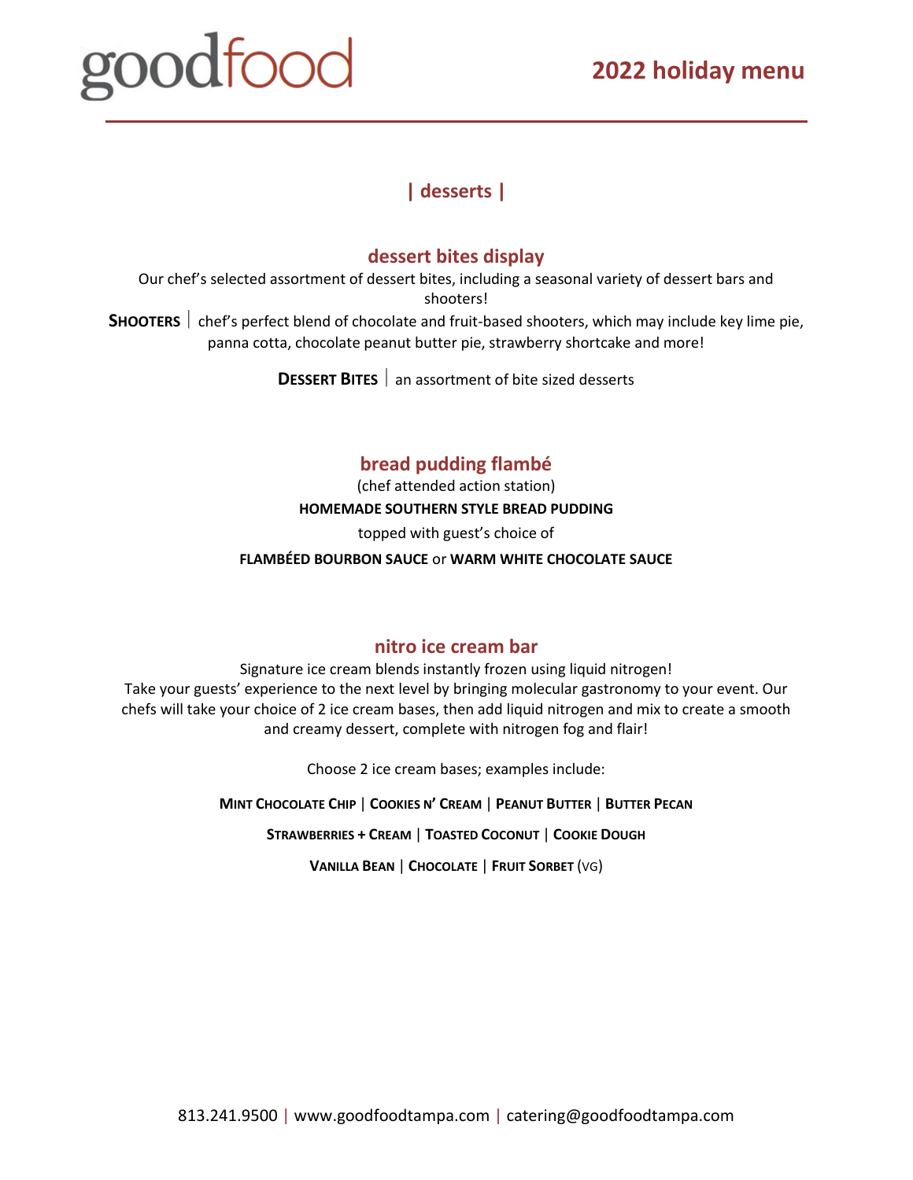## | desserts |

### dessert bites display

Our chef's selected assortment of dessert bites, including a seasonal variety of dessert bars and shooters!

**SHOOTERS** | chef's perfect blend of chocolate and fruit-based shooters, which may include key lime pie, panna cotta, chocolate peanut butter pie, strawberry shortcake and more!

**DESSERT BITES** | an assortment of bite sized desserts

### bread pudding flambé

(chef attended action station)

**HOMEMADE SOUTHERN STYLE BREAD PUDDING**

topped with guest's choice of

**FLAMBÉED BOURBON SAUCE** or **WARM WHITE CHOCOLATE SAUCE**

### nitro ice cream bar

Signature ice cream blends instantly frozen using liquid nitrogen!
Take your guests' experience to the next level by bringing molecular gastronomy to your event. Our chefs will take your choice of 2 ice cream bases, then add liquid nitrogen and mix to create a smooth and creamy dessert, complete with nitrogen fog and flair!

Choose 2 ice cream bases; examples include:

**MINT CHOCOLATE CHIP** | **COOKIES N' CREAM** | **PEANUT BUTTER** | **BUTTER PECAN**

**STRAWBERRIES + CREAM** | **TOASTED COCONUT** | **COOKIE DOUGH**

**VANILLA BEAN** | **CHOCOLATE** | **FRUIT SORBET** (VG)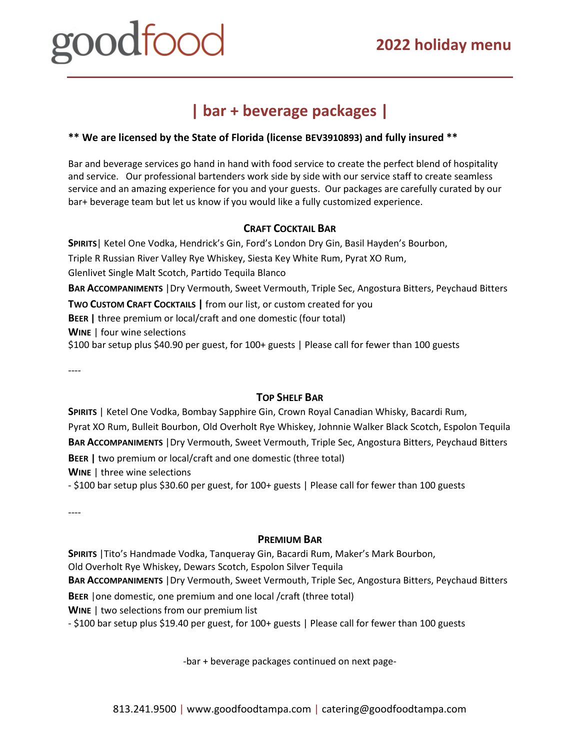# goodfood

## 2022 holiday menu

## | bar + beverage packages |

**\*\* We are licensed by the State of Florida (license BEV3910893) and fully insured \*\***

Bar and beverage services go hand in hand with food service to create the perfect blend of hospitality and service. Our professional bartenders work side by side with our service staff to create seamless service and an amazing experience for you and your guests. Our packages are carefully curated by our bar+ beverage team but let us know if you would like a fully customized experience.

### Craft Cocktail Bar

**Spirits**| Ketel One Vodka, Hendrick's Gin, Ford's London Dry Gin, Basil Hayden's Bourbon, Triple R Russian River Valley Rye Whiskey, Siesta Key White Rum, Pyrat XO Rum, Glenlivet Single Malt Scotch, Partido Tequila Blanco

**Bar Accompaniments** |Dry Vermouth, Sweet Vermouth, Triple Sec, Angostura Bitters, Peychaud Bitters

**Two Custom Craft Cocktails |** from our list, or custom created for you

**Beer |** three premium or local/craft and one domestic (four total)

**Wine** | four wine selections

$100 bar setup plus $40.90 per guest, for 100+ guests | Please call for fewer than 100 guests

----

### Top Shelf Bar

**Spirits** | Ketel One Vodka, Bombay Sapphire Gin, Crown Royal Canadian Whisky, Bacardi Rum, Pyrat XO Rum, Bulleit Bourbon, Old Overholt Rye Whiskey, Johnnie Walker Black Scotch, Espolon Tequila

**Bar Accompaniments** |Dry Vermouth, Sweet Vermouth, Triple Sec, Angostura Bitters, Peychaud Bitters

**Beer |** two premium or local/craft and one domestic (three total)

**Wine** | three wine selections

- $100 bar setup plus $30.60 per guest, for 100+ guests | Please call for fewer than 100 guests

----

### Premium Bar

**Spirits** |Tito's Handmade Vodka, Tanqueray Gin, Bacardi Rum, Maker's Mark Bourbon, Old Overholt Rye Whiskey, Dewars Scotch, Espolon Silver Tequila

**Bar Accompaniments** |Dry Vermouth, Sweet Vermouth, Triple Sec, Angostura Bitters, Peychaud Bitters

**Beer** |one domestic, one premium and one local /craft (three total)

**Wine** | two selections from our premium list

- $100 bar setup plus $19.40 per guest, for 100+ guests | Please call for fewer than 100 guests

-bar + beverage packages continued on next page-

813.241.9500 | www.goodfoodtampa.com | catering@goodfoodtampa.com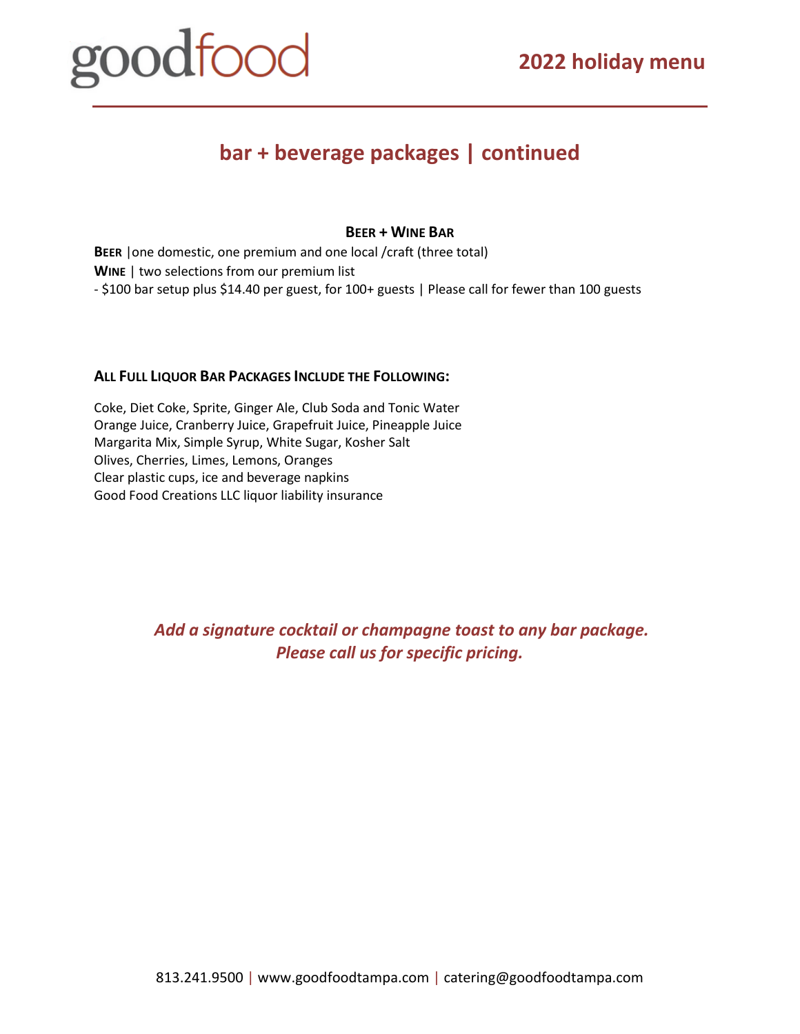# bar + beverage packages | continued

### Beer + Wine Bar

**Beer** |one domestic, one premium and one local /craft (three total)
**Wine** | two selections from our premium list
- $100 bar setup plus $14.40 per guest, for 100+ guests | Please call for fewer than 100 guests

**All Full Liquor Bar Packages Include the Following:**

Coke, Diet Coke, Sprite, Ginger Ale, Club Soda and Tonic Water
Orange Juice, Cranberry Juice, Grapefruit Juice, Pineapple Juice
Margarita Mix, Simple Syrup, White Sugar, Kosher Salt
Olives, Cherries, Limes, Lemons, Oranges
Clear plastic cups, ice and beverage napkins
Good Food Creations LLC liquor liability insurance

***Add a signature cocktail or champagne toast to any bar package.***
***Please call us for specific pricing.***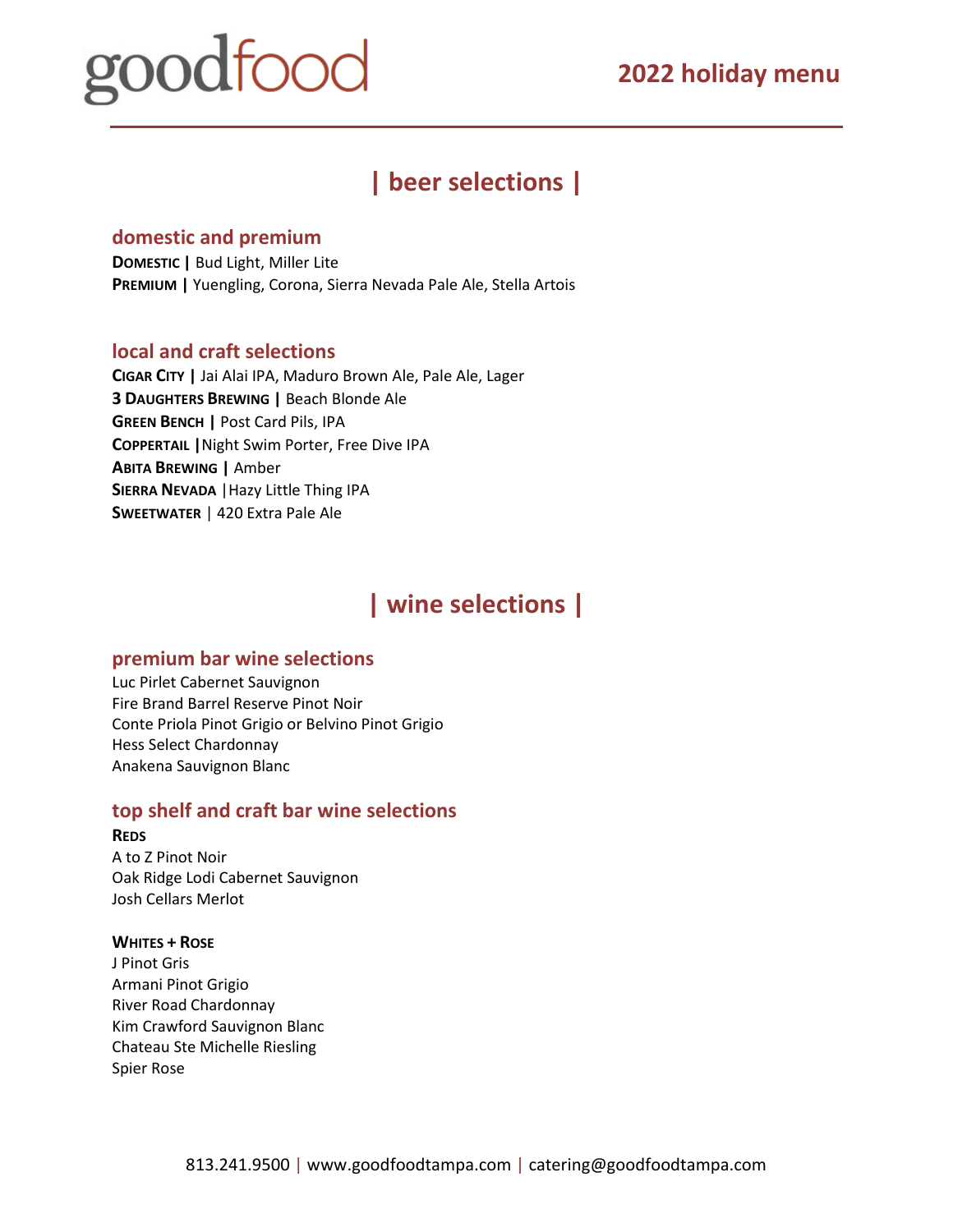# goodfood

## 2022 holiday menu

## | beer selections |

### domestic and premium

**DOMESTIC |** Bud Light, Miller Lite
**PREMIUM |** Yuengling, Corona, Sierra Nevada Pale Ale, Stella Artois

### local and craft selections

**CIGAR CITY |** Jai Alai IPA, Maduro Brown Ale, Pale Ale, Lager
**3 DAUGHTERS BREWING |** Beach Blonde Ale
**GREEN BENCH |** Post Card Pils, IPA
**COPPERTAIL |** Night Swim Porter, Free Dive IPA
**ABITA BREWING |** Amber
**SIERRA NEVADA** | Hazy Little Thing IPA
**SWEETWATER** | 420 Extra Pale Ale

## | wine selections |

### premium bar wine selections

Luc Pirlet Cabernet Sauvignon
Fire Brand Barrel Reserve Pinot Noir
Conte Priola Pinot Grigio or Belvino Pinot Grigio
Hess Select Chardonnay
Anakena Sauvignon Blanc

### top shelf and craft bar wine selections

**REDS**
A to Z Pinot Noir
Oak Ridge Lodi Cabernet Sauvignon
Josh Cellars Merlot

**WHITES + ROSE**
J Pinot Gris
Armani Pinot Grigio
River Road Chardonnay
Kim Crawford Sauvignon Blanc
Chateau Ste Michelle Riesling
Spier Rose

813.241.9500 | www.goodfoodtampa.com | catering@goodfoodtampa.com